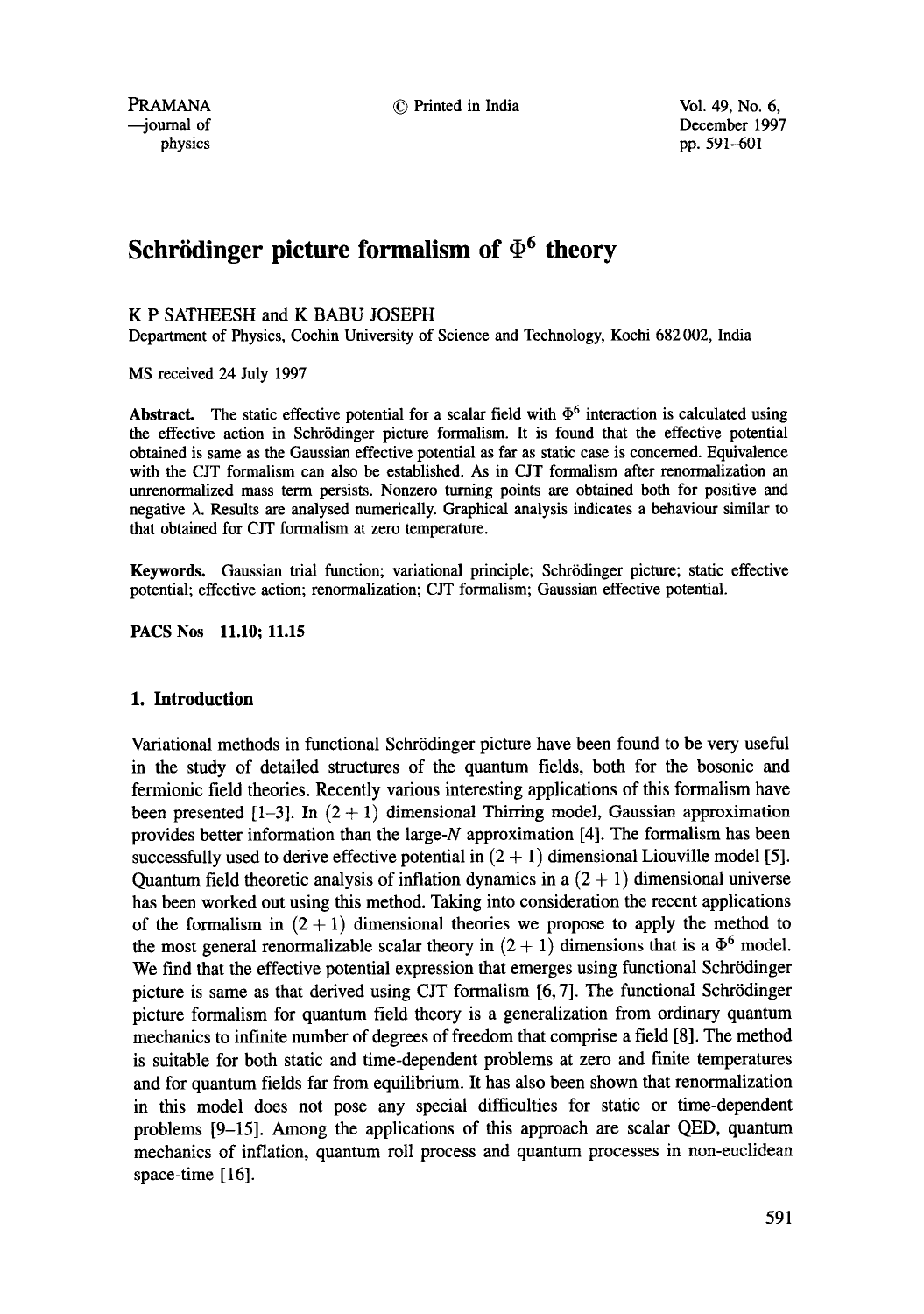# Schrödinger picture formalism of $\Phi^6$ theory

K P SATHEESH and K BABU JOSEPH

Department of Physics, Cochin University of Science and Technology, Kochi 682 002, India

MS received 24 July 1997

**Abstract.** The static effective potential for a scalar field with $\Phi^6$ interaction is calculated using the effective action in Schrödinger picture formalism. It is found that the effective potential obtained is same as the Gaussian effective potential as far as static case is concerned. Equivalence with the CJT formalism can also be established. As in CJT formalism after renormalization an unrenormalized mass term persists. Nonzero turning points are obtained both for positive and negative $\lambda$. Results are analysed numerically. Graphical analysis indicates a behaviour similar to that obtained for CJT formalism at zero temperature.

**Keywords.** Gaussian trial function; variational principle; Schrödinger picture; static effective potential; effective action; renormalization; CJT formalism; Gaussian effective potential.

**PACS Nos 11.10; 11.15**

## 1. Introduction

Variational methods in functional Schrödinger picture have been found to be very useful in the study of detailed structures of the quantum fields, both for the bosonic and fermionic field theories. Recently various interesting applications of this formalism have been presented [1–3]. In $(2+1)$ dimensional Thirring model, Gaussian approximation provides better information than the large-$N$ approximation [4]. The formalism has been successfully used to derive effective potential in $(2+1)$ dimensional Liouville model [5]. Quantum field theoretic analysis of inflation dynamics in a $(2+1)$ dimensional universe has been worked out using this method. Taking into consideration the recent applications of the formalism in $(2+1)$ dimensional theories we propose to apply the method to the most general renormalizable scalar theory in $(2+1)$ dimensions that is a $\Phi^6$ model. We find that the effective potential expression that emerges using functional Schrödinger picture is same as that derived using CJT formalism [6, 7]. The functional Schrödinger picture formalism for quantum field theory is a generalization from ordinary quantum mechanics to infinite number of degrees of freedom that comprise a field [8]. The method is suitable for both static and time-dependent problems at zero and finite temperatures and for quantum fields far from equilibrium. It has also been shown that renormalization in this model does not pose any special difficulties for static or time-dependent problems [9–15]. Among the applications of this approach are scalar QED, quantum mechanics of inflation, quantum roll process and quantum processes in non-euclidean space-time [16].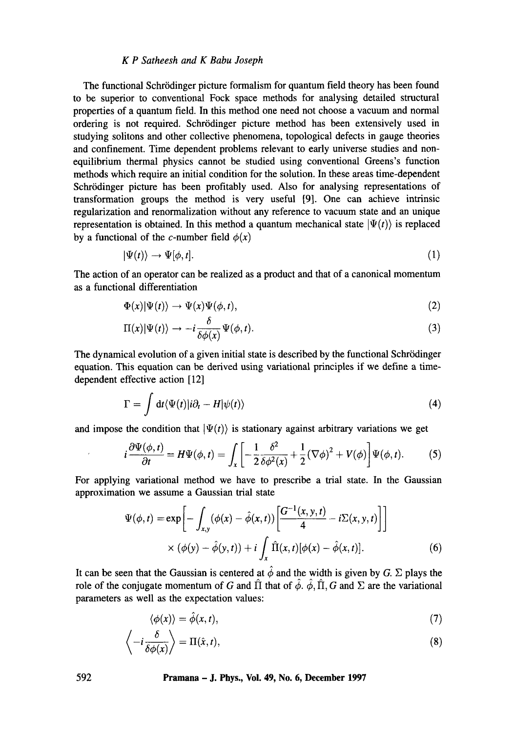The functional Schrödinger picture formalism for quantum field theory has been found to be superior to conventional Fock space methods for analysing detailed structural properties of a quantum field. In this method one need not choose a vacuum and normal ordering is not required. Schrödinger picture method has been extensively used in studying solitons and other collective phenomena, topological defects in gauge theories and confinement. Time dependent problems relevant to early universe studies and non-equilibrium thermal physics cannot be studied using conventional Greens's function methods which require an initial condition for the solution. In these areas time-dependent Schrödinger picture has been profitably used. Also for analysing representations of transformation groups the method is very useful [9]. One can achieve intrinsic regularization and renormalization without any reference to vacuum state and an unique representation is obtained. In this method a quantum mechanical state $|\Psi(t)\rangle$ is replaced by a functional of the $c$-number field $\phi(x)$

$$|\Psi(t)\rangle \rightarrow \Psi[\phi, t]. \tag{1}$$

The action of an operator can be realized as a product and that of a canonical momentum as a functional differentiation

$$\Phi(x)|\Psi(t)\rangle \rightarrow \Psi(x)\Psi(\phi, t), \tag{2}$$

$$\Pi(x)|\Psi(t)\rangle \rightarrow -i\frac{\delta}{\delta\phi(x)}\Psi(\phi, t). \tag{3}$$

The dynamical evolution of a given initial state is described by the functional Schrödinger equation. This equation can be derived using variational principles if we define a time-dependent effective action [12]

$$\Gamma = \int \mathrm{d}t\langle\Psi(t)|i\partial_t - H|\psi(t)\rangle \tag{4}$$

and impose the condition that $|\Psi(t)\rangle$ is stationary against arbitrary variations we get

$$i\frac{\partial\Psi(\phi, t)}{\partial t} = H\Psi(\phi, t) = \int_x \left[-\frac{1}{2}\frac{\delta^2}{\delta\phi^2(x)} + \frac{1}{2}(\nabla\phi)^2 + V(\phi)\right]\Psi(\phi, t). \tag{5}$$

For applying variational method we have to prescribe a trial state. In the Gaussian approximation we assume a Gaussian trial state

$$\Psi(\phi, t) = \exp\left[-\int_{x,y} (\phi(x) - \hat{\phi}(x, t))\left[\frac{G^{-1}(x, y, t)}{4} - i\Sigma(x, y, t)\right]\right] \times (\phi(y) - \hat{\phi}(y, t)) + i\int_x \hat{\Pi}(x, t)[\phi(x) - \hat{\phi}(x, t)]. \tag{6}$$

It can be seen that the Gaussian is centered at $\hat{\phi}$ and the width is given by $G$. $\Sigma$ plays the role of the conjugate momentum of $G$ and $\hat{\Pi}$ that of $\hat{\phi}$. $\hat{\phi}, \hat{\Pi}, G$ and $\Sigma$ are the variational parameters as well as the expectation values:

$$\langle\phi(x)\rangle = \hat{\phi}(x, t), \tag{7}$$

$$\left\langle -i\frac{\delta}{\delta\phi(x)}\right\rangle = \Pi(\hat{x}, t), \tag{8}$$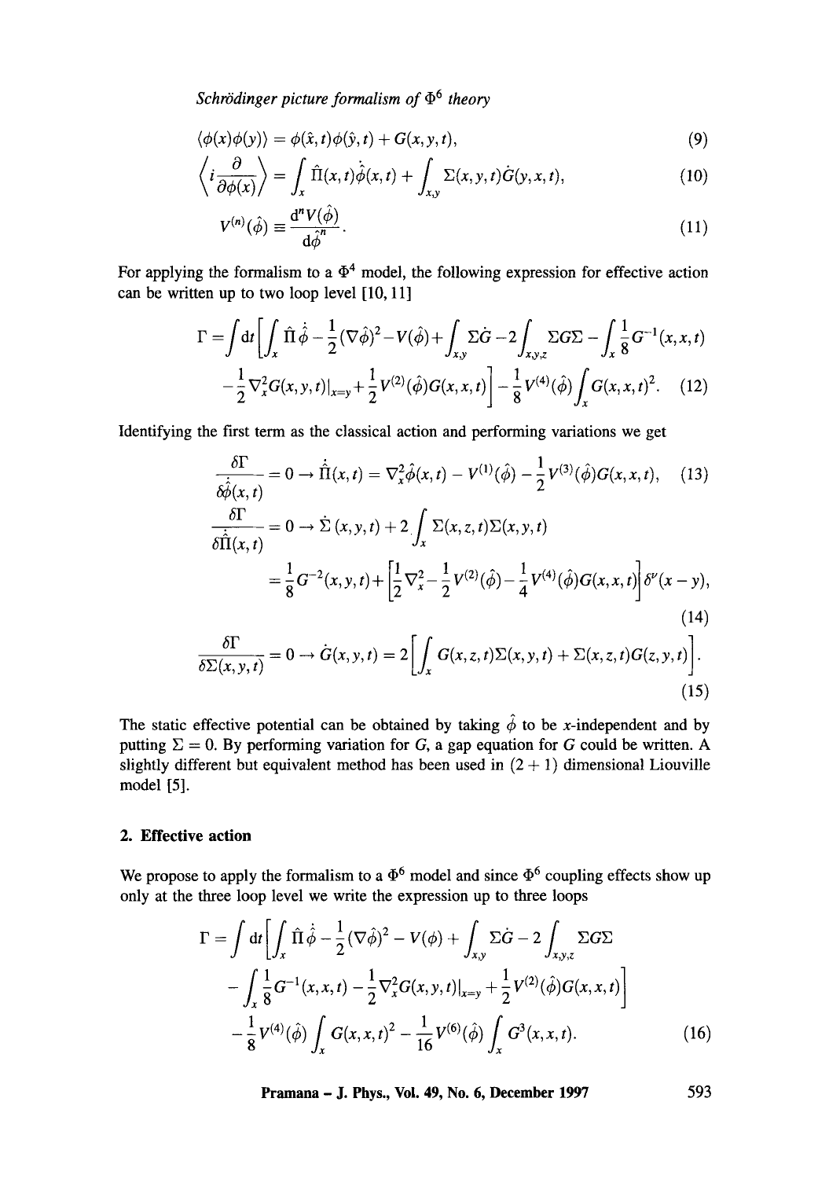$$\langle\phi(x)\phi(y)\rangle = \phi(\hat{x},t)\phi(\hat{y},t) + G(x,y,t), \tag{9}$$

$$\left\langle i\frac{\partial}{\partial\phi(x)}\right\rangle = \int_x \hat{\Pi}(x,t)\dot{\hat{\phi}}(x,t) + \int_{x,y}\Sigma(x,y,t)\dot{G}(y,x,t), \tag{10}$$

$$V^{(n)}(\hat{\phi}) \equiv \frac{\mathrm{d}^n V(\hat{\phi})}{\mathrm{d}\hat{\phi}^n}. \tag{11}$$

For applying the formalism to a $\Phi^4$ model, the following expression for effective action can be written up to two loop level [10, 11]

$$\Gamma = \int \mathrm{d}t\Bigg[\int_x \hat{\Pi}\dot{\hat{\phi}} - \frac{1}{2}(\nabla\hat{\phi})^2 - V(\hat{\phi}) + \int_{x,y}\Sigma\dot{G} - 2\int_{x,y,z}\Sigma G\Sigma - \int_x \frac{1}{8}G^{-1}(x,x,t)$$
$$- \frac{1}{2}\nabla_x^2 G(x,y,t)|_{x=y} + \frac{1}{2}V^{(2)}(\hat{\phi})G(x,x,t)\Bigg] - \frac{1}{8}V^{(4)}(\hat{\phi})\int_x G(x,x,t)^2. \tag{12}$$

Identifying the first term as the classical action and performing variations we get

$$\frac{\delta\Gamma}{\delta\dot{\hat{\phi}}(x,t)} = 0 \rightarrow \dot{\hat{\Pi}}(x,t) = \nabla_x^2\hat{\phi}(x,t) - V^{(1)}(\hat{\phi}) - \frac{1}{2}V^{(3)}(\hat{\phi})G(x,x,t), \tag{13}$$

$$\frac{\delta\Gamma}{\delta\dot{\hat{\Pi}}(x,t)} = 0 \rightarrow \dot{\Sigma}(x,y,t) + 2\int_x \Sigma(x,z,t)\Sigma(x,y,t)$$
$$= \frac{1}{8}G^{-2}(x,y,t) + \left[\frac{1}{2}\nabla_x^2 - \frac{1}{2}V^{(2)}(\hat{\phi}) - \frac{1}{4}V^{(4)}(\hat{\phi})G(x,x,t)\right]\delta^{\nu}(x-y), \tag{14}$$

$$\frac{\delta\Gamma}{\delta\Sigma(x,y,t)} = 0 \rightarrow \dot{G}(x,y,t) = 2\left[\int_x G(x,z,t)\Sigma(x,y,t) + \Sigma(x,z,t)G(z,y,t)\right]. \tag{15}$$

The static effective potential can be obtained by taking $\hat{\phi}$ to be $x$-independent and by putting $\Sigma = 0$. By performing variation for $G$, a gap equation for $G$ could be written. A slightly different but equivalent method has been used in $(2+1)$ dimensional Liouville model [5].

## 2. Effective action

We propose to apply the formalism to a $\Phi^6$ model and since $\Phi^6$ coupling effects show up only at the three loop level we write the expression up to three loops

$$\Gamma = \int \mathrm{d}t\Bigg[\int_x \hat{\Pi}\dot{\hat{\phi}} - \frac{1}{2}(\nabla\hat{\phi})^2 - V(\phi) + \int_{x,y}\Sigma\dot{G} - 2\int_{x,y,z}\Sigma G\Sigma$$
$$- \int_x \frac{1}{8}G^{-1}(x,x,t) - \frac{1}{2}\nabla_x^2 G(x,y,t)|_{x=y} + \frac{1}{2}V^{(2)}(\hat{\phi})G(x,x,t)\Bigg]$$
$$- \frac{1}{8}V^{(4)}(\hat{\phi})\int_x G(x,x,t)^2 - \frac{1}{16}V^{(6)}(\hat{\phi})\int_x G^3(x,x,t). \tag{16}$$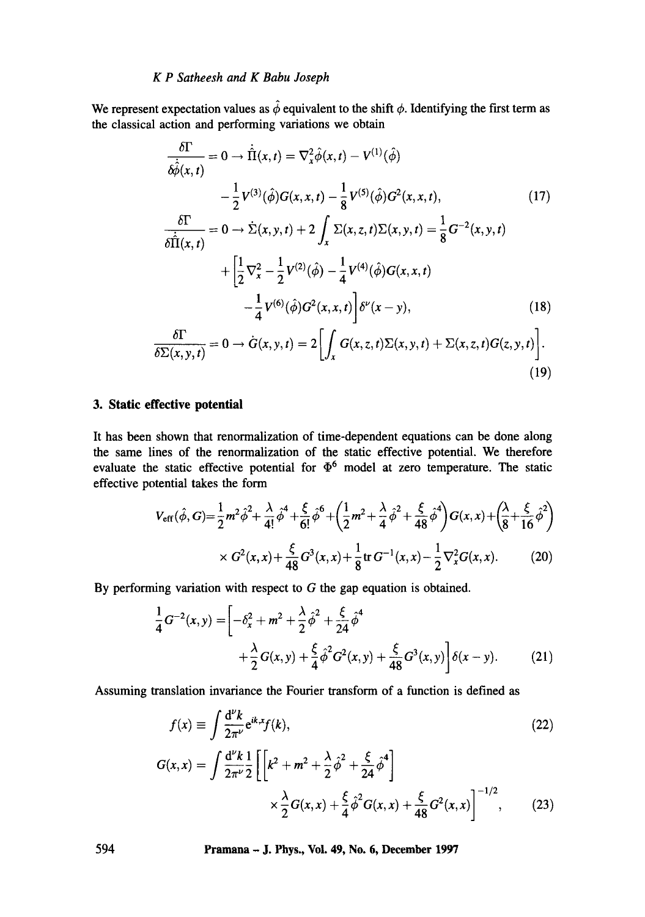We represent expectation values as $\hat{\phi}$ equivalent to the shift $\phi$. Identifying the first term as the classical action and performing variations we obtain

$$\frac{\delta\Gamma}{\delta\dot{\hat{\phi}}(x,t)} = 0 \rightarrow \dot{\hat{\Pi}}(x,t) = \nabla_x^2\hat{\phi}(x,t) - V^{(1)}(\hat{\phi}) - \frac{1}{2}V^{(3)}(\hat{\phi})G(x,x,t) - \frac{1}{8}V^{(5)}(\hat{\phi})G^2(x,x,t), \tag{17}$$

$$\frac{\delta\Gamma}{\delta\dot{\hat{\Pi}}(x,t)} = 0 \rightarrow \dot{\Sigma}(x,y,t) + 2\int_x \Sigma(x,z,t)\Sigma(x,y,t) = \frac{1}{8}G^{-2}(x,y,t) + \left[\frac{1}{2}\nabla_x^2 - \frac{1}{2}V^{(2)}(\hat{\phi}) - \frac{1}{4}V^{(4)}(\hat{\phi})G(x,x,t) - \frac{1}{4}V^{(6)}(\hat{\phi})G^2(x,x,t)\right]\delta^\nu(x-y), \tag{18}$$

$$\frac{\delta\Gamma}{\delta\Sigma(x,y,t)} = 0 \rightarrow \dot{G}(x,y,t) = 2\left[\int_x G(x,z,t)\Sigma(x,y,t) + \Sigma(x,z,t)G(z,y,t)\right]. \tag{19}$$

## 3. Static effective potential

It has been shown that renormalization of time-dependent equations can be done along the same lines of the renormalization of the static effective potential. We therefore evaluate the static effective potential for $\Phi^6$ model at zero temperature. The static effective potential takes the form

$$V_{\text{eff}}(\hat{\phi},G) = \frac{1}{2}m^2\hat{\phi}^2 + \frac{\lambda}{4!}\hat{\phi}^4 + \frac{\xi}{6!}\hat{\phi}^6 + \left(\frac{1}{2}m^2 + \frac{\lambda}{4}\hat{\phi}^2 + \frac{\xi}{48}\hat{\phi}^4\right)G(x,x) + \left(\frac{\lambda}{8} + \frac{\xi}{16}\hat{\phi}^2\right) \times G^2(x,x) + \frac{\xi}{48}G^3(x,x) + \frac{1}{8}\operatorname{tr} G^{-1}(x,x) - \frac{1}{2}\nabla_x^2 G(x,x). \tag{20}$$

By performing variation with respect to $G$ the gap equation is obtained.

$$\frac{1}{4}G^{-2}(x,y) = \left[-\delta_x^2 + m^2 + \frac{\lambda}{2}\hat{\phi}^2 + \frac{\xi}{24}\hat{\phi}^4 + \frac{\lambda}{2}G(x,y) + \frac{\xi}{4}\hat{\phi}^2 G^2(x,y) + \frac{\xi}{48}G^3(x,y)\right]\delta(x-y). \tag{21}$$

Assuming translation invariance the Fourier transform of a function is defined as

$$f(x) \equiv \int \frac{\mathrm{d}^\nu k}{2\pi^\nu} \mathrm{e}^{ik.x} f(k), \tag{22}$$

$$G(x,x) = \int \frac{\mathrm{d}^\nu k}{2\pi^\nu}\frac{1}{2}\left[\left[k^2 + m^2 + \frac{\lambda}{2}\hat{\phi}^2 + \frac{\xi}{24}\hat{\phi}^4\right] \times \frac{\lambda}{2}G(x,x) + \frac{\xi}{4}\hat{\phi}^2 G(x,x) + \frac{\xi}{48}G^2(x,x)\right]^{-1/2}, \tag{23}$$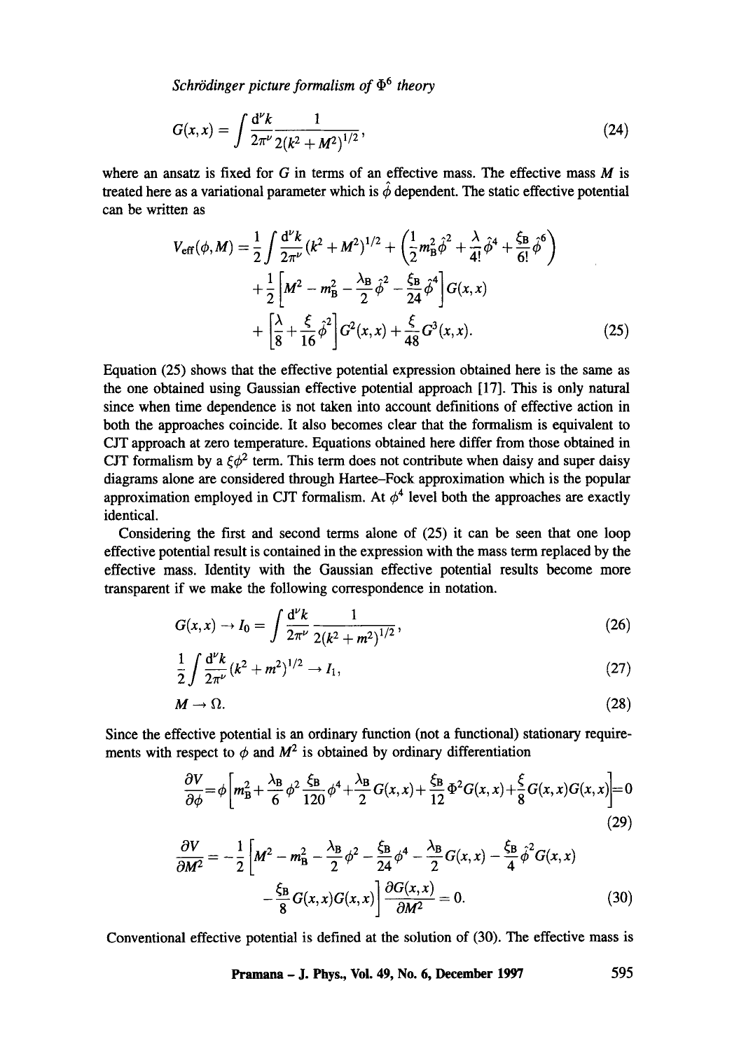$$G(x,x) = \int \frac{\mathrm{d}^\nu k}{2\pi^\nu} \frac{1}{2(k^2+M^2)^{1/2}}, \tag{24}$$

where an ansatz is fixed for $G$ in terms of an effective mass. The effective mass $M$ is treated here as a variational parameter which is $\hat{\phi}$ dependent. The static effective potential can be written as

$$\begin{aligned} V_{\mathrm{eff}}(\phi, M) = & \frac{1}{2}\int \frac{\mathrm{d}^\nu k}{2\pi^\nu}(k^2+M^2)^{1/2} + \left(\frac{1}{2}m_\mathrm{B}^2\hat{\phi}^2 + \frac{\lambda}{4!}\hat{\phi}^4 + \frac{\xi_\mathrm{B}}{6!}\hat{\phi}^6\right) \\ & + \frac{1}{2}\left[M^2 - m_\mathrm{B}^2 - \frac{\lambda_\mathrm{B}}{2}\hat{\phi}^2 - \frac{\xi_\mathrm{B}}{24}\hat{\phi}^4\right]G(x,x) \\ & + \left[\frac{\lambda}{8} + \frac{\xi}{16}\hat{\phi}^2\right]G^2(x,x) + \frac{\xi}{48}G^3(x,x). \end{aligned} \tag{25}$$

Equation (25) shows that the effective potential expression obtained here is the same as the one obtained using Gaussian effective potential approach [17]. This is only natural since when time dependence is not taken into account definitions of effective action in both the approaches coincide. It also becomes clear that the formalism is equivalent to CJT approach at zero temperature. Equations obtained here differ from those obtained in CJT formalism by a $\xi\phi^2$ term. This term does not contribute when daisy and super daisy diagrams alone are considered through Hartee–Fock approximation which is the popular approximation employed in CJT formalism. At $\phi^4$ level both the approaches are exactly identical.

Considering the first and second terms alone of (25) it can be seen that one loop effective potential result is contained in the expression with the mass term replaced by the effective mass. Identity with the Gaussian effective potential results become more transparent if we make the following correspondence in notation.

$$G(x,x) \to I_0 = \int \frac{\mathrm{d}^\nu k}{2\pi^\nu}\frac{1}{2(k^2+m^2)^{1/2}}, \tag{26}$$

$$\frac{1}{2}\int \frac{\mathrm{d}^\nu k}{2\pi^\nu}(k^2+m^2)^{1/2} \to I_1, \tag{27}$$

$$M \to \Omega. \tag{28}$$

Since the effective potential is an ordinary function (not a functional) stationary requirements with respect to $\phi$ and $M^2$ is obtained by ordinary differentiation

$$\frac{\partial V}{\partial \phi} = \phi\left[m_\mathrm{B}^2 + \frac{\lambda_\mathrm{B}}{6}\phi^2 \frac{\xi_\mathrm{B}}{120}\phi^4 + \frac{\lambda_\mathrm{B}}{2}G(x,x) + \frac{\xi_\mathrm{B}}{12}\Phi^2 G(x,x) + \frac{\xi}{8}G(x,x)G(x,x)\right] = 0 \tag{29}$$

$$\begin{aligned} \frac{\partial V}{\partial M^2} = -\frac{1}{2}\Big[ & M^2 - m_\mathrm{B}^2 - \frac{\lambda_\mathrm{B}}{2}\phi^2 - \frac{\xi_\mathrm{B}}{24}\phi^4 - \frac{\lambda_\mathrm{B}}{2}G(x,x) - \frac{\xi_\mathrm{B}}{4}\hat{\phi}^2 G(x,x) \\ & - \frac{\xi_\mathrm{B}}{8}G(x,x)G(x,x)\Big]\frac{\partial G(x,x)}{\partial M^2} = 0. \end{aligned} \tag{30}$$

Conventional effective potential is defined at the solution of (30). The effective mass is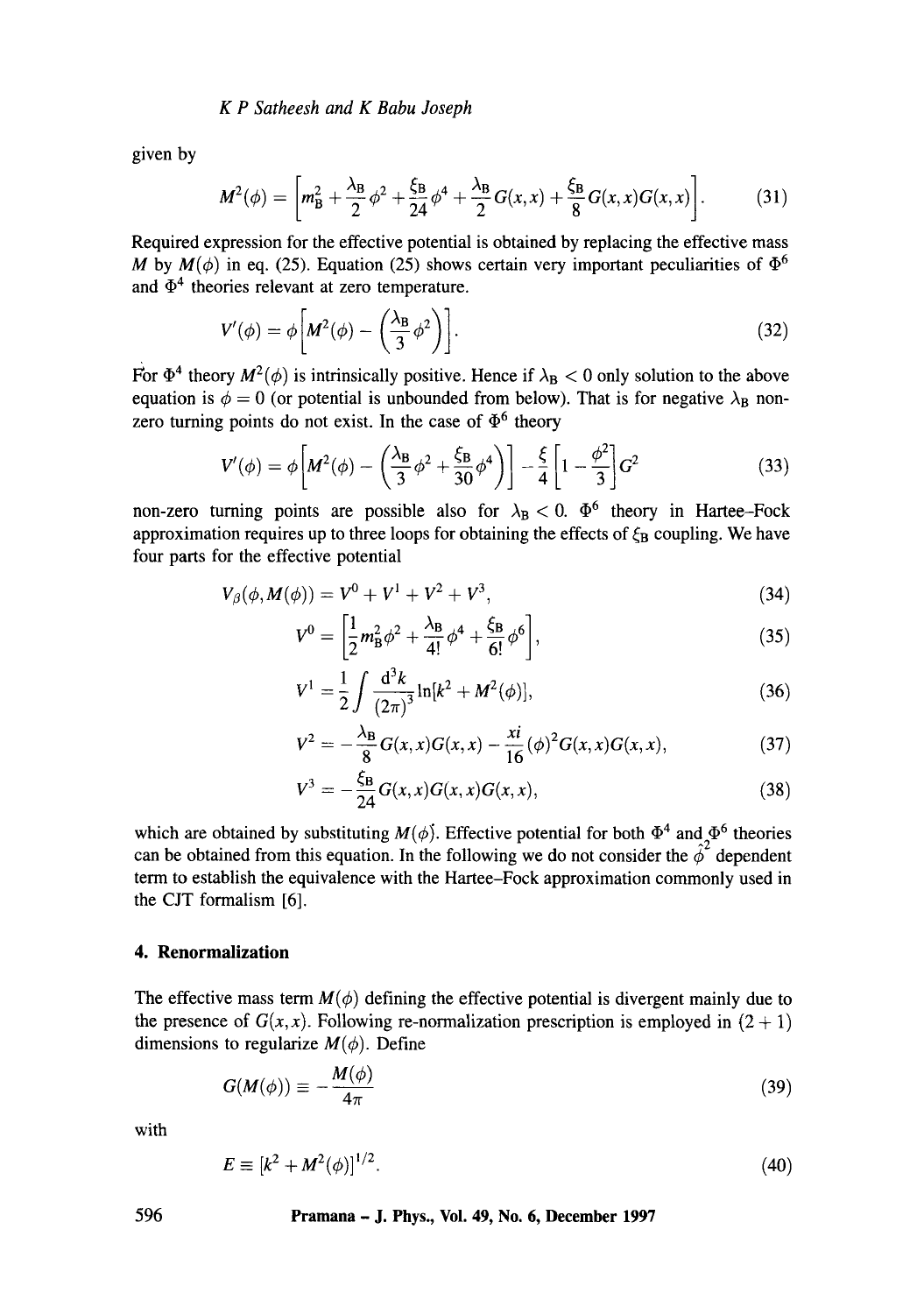given by

$$M^2(\phi) = \left[m_B^2 + \frac{\lambda_B}{2}\phi^2 + \frac{\xi_B}{24}\phi^4 + \frac{\lambda_B}{2}G(x,x) + \frac{\xi_B}{8}G(x,x)G(x,x)\right]. \tag{31}$$

Required expression for the effective potential is obtained by replacing the effective mass $M$ by $M(\phi)$ in eq. (25). Equation (25) shows certain very important peculiarities of $\Phi^6$ and $\Phi^4$ theories relevant at zero temperature.

$$V'(\phi) = \phi\left[M^2(\phi) - \left(\frac{\lambda_B}{3}\phi^2\right)\right]. \tag{32}$$

For $\Phi^4$ theory $M^2(\phi)$ is intrinsically positive. Hence if $\lambda_B < 0$ only solution to the above equation is $\phi = 0$ (or potential is unbounded from below). That is for negative $\lambda_B$ non-zero turning points do not exist. In the case of $\Phi^6$ theory

$$V'(\phi) = \phi\left[M^2(\phi) - \left(\frac{\lambda_B}{3}\phi^2 + \frac{\xi_B}{30}\phi^4\right)\right] - \frac{\xi}{4}\left[1 - \frac{\phi^2}{3}\right]G^2 \tag{33}$$

non-zero turning points are possible also for $\lambda_B < 0$. $\Phi^6$ theory in Hartee–Fock approximation requires up to three loops for obtaining the effects of $\xi_B$ coupling. We have four parts for the effective potential

$$V_\beta(\phi, M(\phi)) = V^0 + V^1 + V^2 + V^3, \tag{34}$$

$$V^0 = \left[\frac{1}{2}m_B^2\phi^2 + \frac{\lambda_B}{4!}\phi^4 + \frac{\xi_B}{6!}\phi^6\right], \tag{35}$$

$$V^1 = \frac{1}{2}\int \frac{d^3k}{(2\pi)^3}\ln[k^2 + M^2(\phi)], \tag{36}$$

$$V^2 = -\frac{\lambda_B}{8}G(x,x)G(x,x) - \frac{xi}{16}(\phi)^2 G(x,x)G(x,x), \tag{37}$$

$$V^3 = -\frac{\xi_B}{24}G(x,x)G(x,x)G(x,x), \tag{38}$$

which are obtained by substituting $M(\phi)$. Effective potential for both $\Phi^4$ and $\Phi^6$ theories can be obtained from this equation. In the following we do not consider the $\phi^2$ dependent term to establish the equivalence with the Hartee–Fock approximation commonly used in the CJT formalism [6].

## 4. Renormalization

The effective mass term $M(\phi)$ defining the effective potential is divergent mainly due to the presence of $G(x,x)$. Following re-normalization prescription is employed in $(2+1)$ dimensions to regularize $M(\phi)$. Define

$$G(M(\phi)) \equiv -\frac{M(\phi)}{4\pi} \tag{39}$$

with

$$E \equiv [k^2 + M^2(\phi)]^{1/2}. \tag{40}$$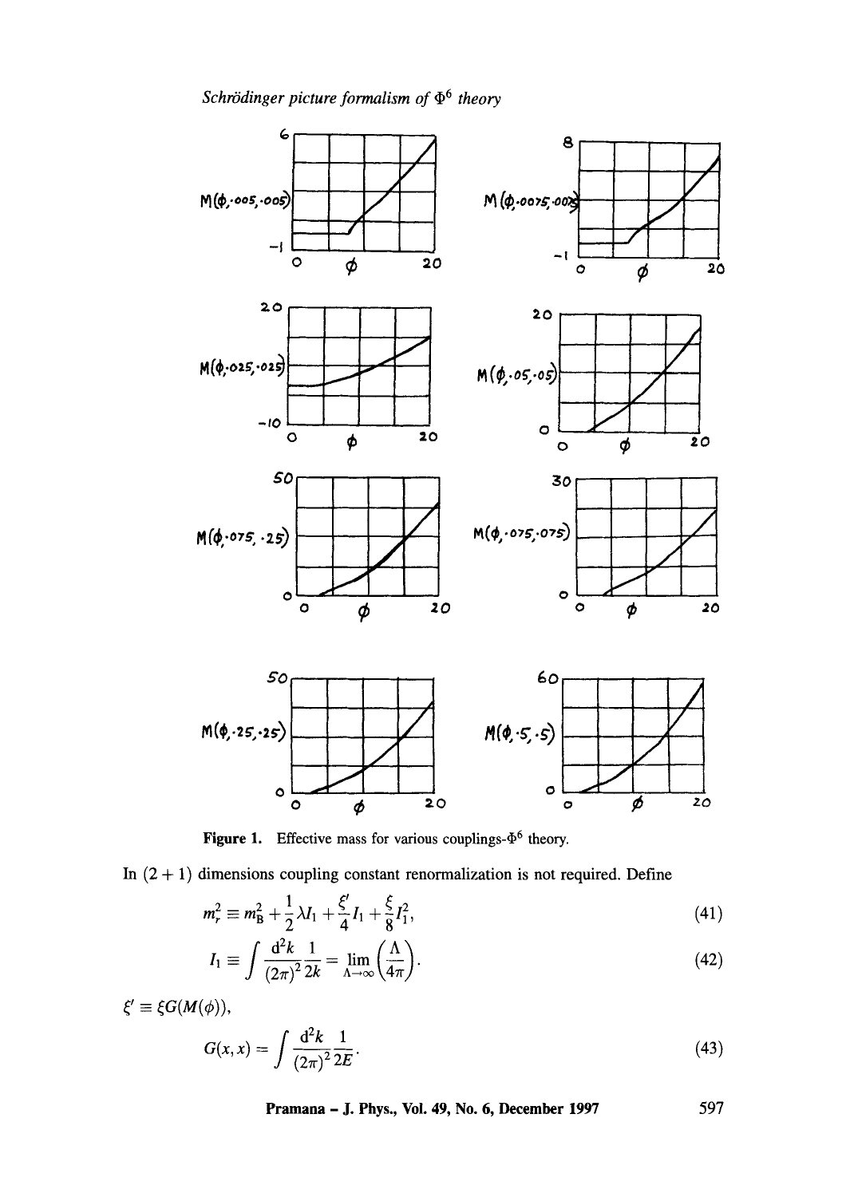Figure 1. Effective mass for various couplings-$\Phi^6$ theory.

In $(2+1)$ dimensions coupling constant renormalization is not required. Define

$$m_r^2 \equiv m_B^2 + \frac{1}{2}\lambda I_1 + \frac{\xi'}{4} I_1 + \frac{\xi}{8} I_1^2, \tag{41}$$

$$I_1 \equiv \int \frac{d^2k}{(2\pi)^2} \frac{1}{2k} = \lim_{\Lambda \to \infty} \left(\frac{\Lambda}{4\pi}\right). \tag{42}$$

$\xi' \equiv \xi G(M(\phi))$,

$$G(x,x) = \int \frac{d^2k}{(2\pi)^2} \frac{1}{2E}. \tag{43}$$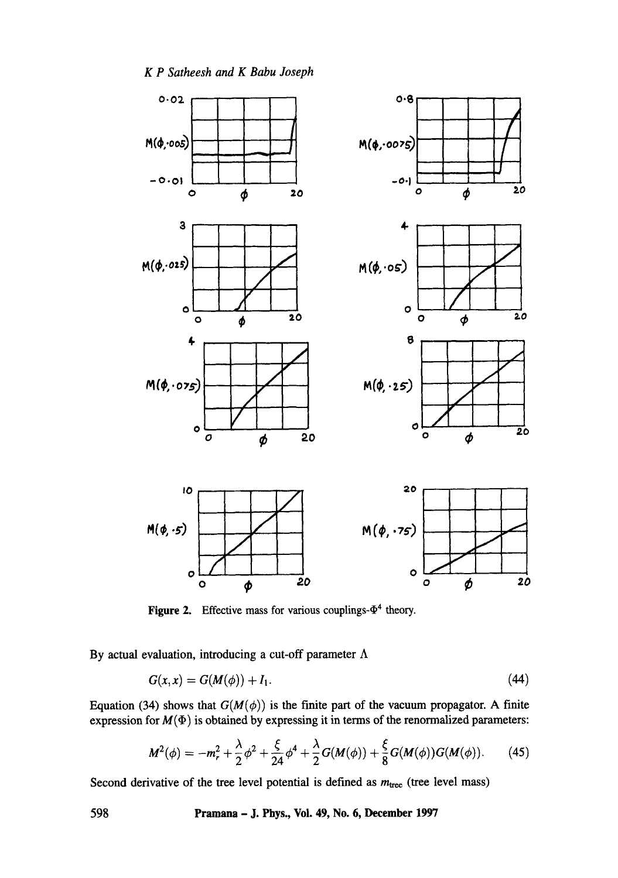**Figure 2.** Effective mass for various couplings-$\Phi^4$ theory.

By actual evaluation, introducing a cut-off parameter $\Lambda$

$$G(x,x) = G(M(\phi)) + I_1. \tag{44}$$

Equation (34) shows that $G(M(\phi))$ is the finite part of the vacuum propagator. A finite expression for $M(\Phi)$ is obtained by expressing it in terms of the renormalized parameters:

$$M^2(\phi) = -m_r^2 + \frac{\lambda}{2}\phi^2 + \frac{\xi}{24}\phi^4 + \frac{\lambda}{2}G(M(\phi)) + \frac{\xi}{8}G(M(\phi))G(M(\phi)). \tag{45}$$

Second derivative of the tree level potential is defined as $m_{\text{tree}}$ (tree level mass)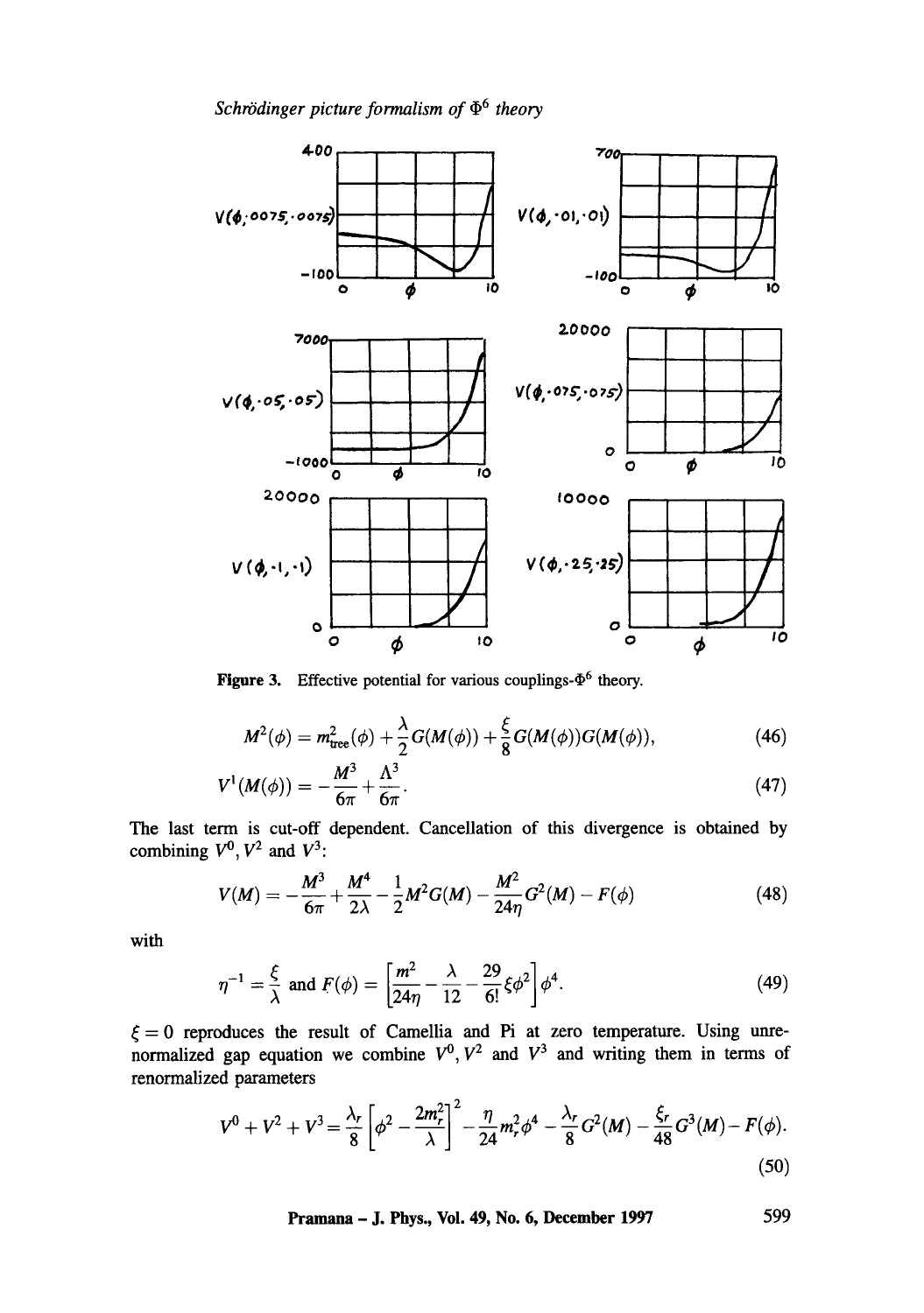Figure 3. Effective potential for various couplings-$\Phi^6$ theory.

$$M^2(\phi) = m^2_{\text{tree}}(\phi) + \frac{\lambda}{2} G(M(\phi)) + \frac{\xi}{8} G(M(\phi)) G(M(\phi)), \tag{46}$$

$$V^1(M(\phi)) = -\frac{M^3}{6\pi} + \frac{\Lambda^3}{6\pi}. \tag{47}$$

The last term is cut-off dependent. Cancellation of this divergence is obtained by combining $V^0, V^2$ and $V^3$:

$$V(M) = -\frac{M^3}{6\pi} + \frac{M^4}{2\lambda} - \frac{1}{2} M^2 G(M) - \frac{M^2}{24\eta} G^2(M) - F(\phi) \tag{48}$$

with

$$\eta^{-1} = \frac{\xi}{\lambda} \text{ and } F(\phi) = \left[\frac{m^2}{24\eta} - \frac{\lambda}{12} - \frac{29}{6!}\xi\phi^2\right]\phi^4. \tag{49}$$

$\xi = 0$ reproduces the result of Camellia and Pi at zero temperature. Using unrenormalized gap equation we combine $V^0, V^2$ and $V^3$ and writing them in terms of renormalized parameters

$$V^0 + V^2 + V^3 = \frac{\lambda_r}{8}\left[\phi^2 - \frac{2m_r^2}{\lambda}\right]^2 - \frac{\eta}{24} m_r^2 \phi^4 - \frac{\lambda_r}{8} G^2(M) - \frac{\xi_r}{48} G^3(M) - F(\phi). \tag{50}$$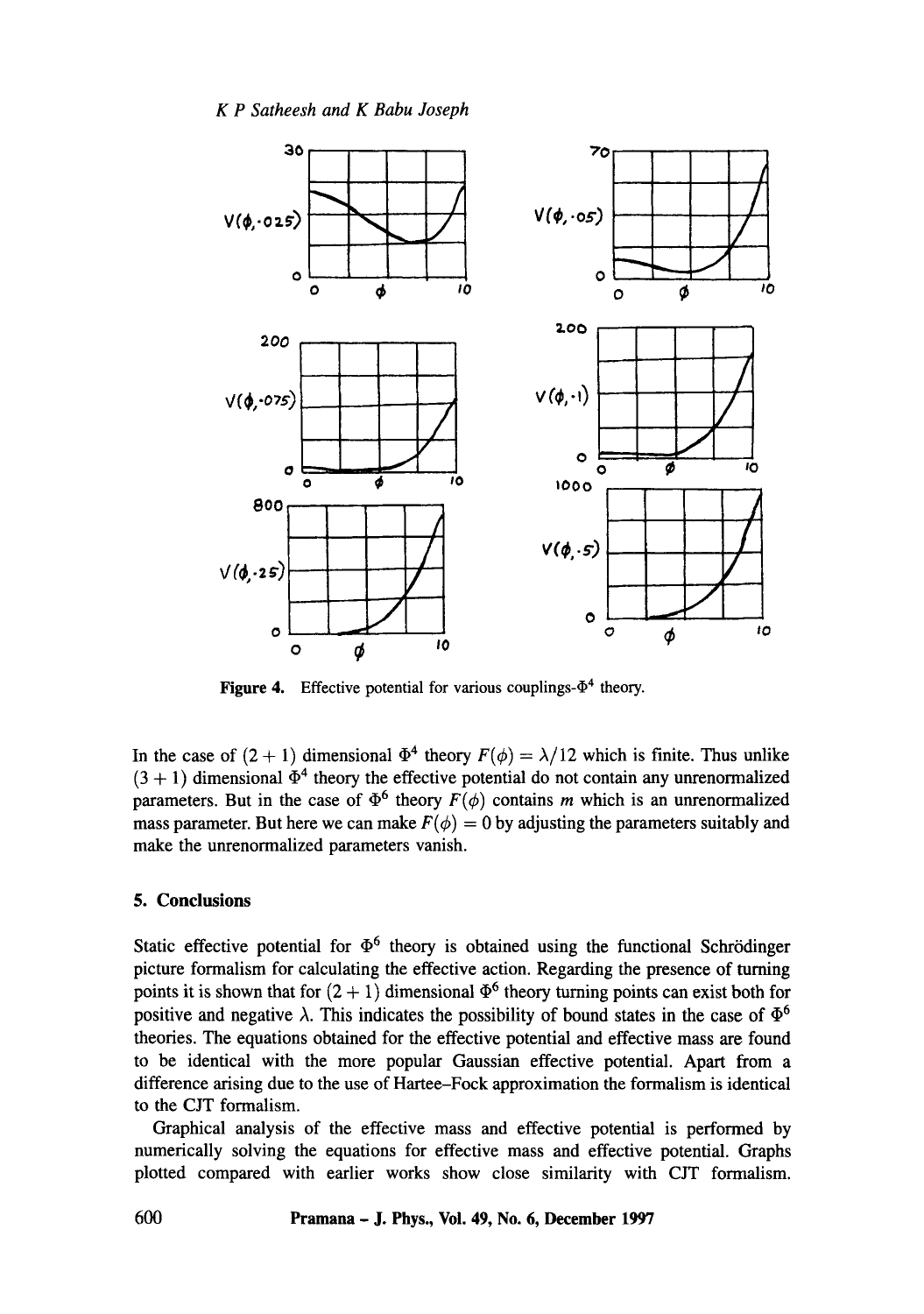Figure 4. Effective potential for various couplings-$\Phi^4$ theory.

In the case of $(2+1)$ dimensional $\Phi^4$ theory $F(\phi) = \lambda/12$ which is finite. Thus unlike $(3+1)$ dimensional $\Phi^4$ theory the effective potential do not contain any unrenormalized parameters. But in the case of $\Phi^6$ theory $F(\phi)$ contains $m$ which is an unrenormalized mass parameter. But here we can make $F(\phi) = 0$ by adjusting the parameters suitably and make the unrenormalized parameters vanish.

## 5. Conclusions

Static effective potential for $\Phi^6$ theory is obtained using the functional Schrödinger picture formalism for calculating the effective action. Regarding the presence of turning points it is shown that for $(2+1)$ dimensional $\Phi^6$ theory turning points can exist both for positive and negative $\lambda$. This indicates the possibility of bound states in the case of $\Phi^6$ theories. The equations obtained for the effective potential and effective mass are found to be identical with the more popular Gaussian effective potential. Apart from a difference arising due to the use of Hartee–Fock approximation the formalism is identical to the CJT formalism.

Graphical analysis of the effective mass and effective potential is performed by numerically solving the equations for effective mass and effective potential. Graphs plotted compared with earlier works show close similarity with CJT formalism.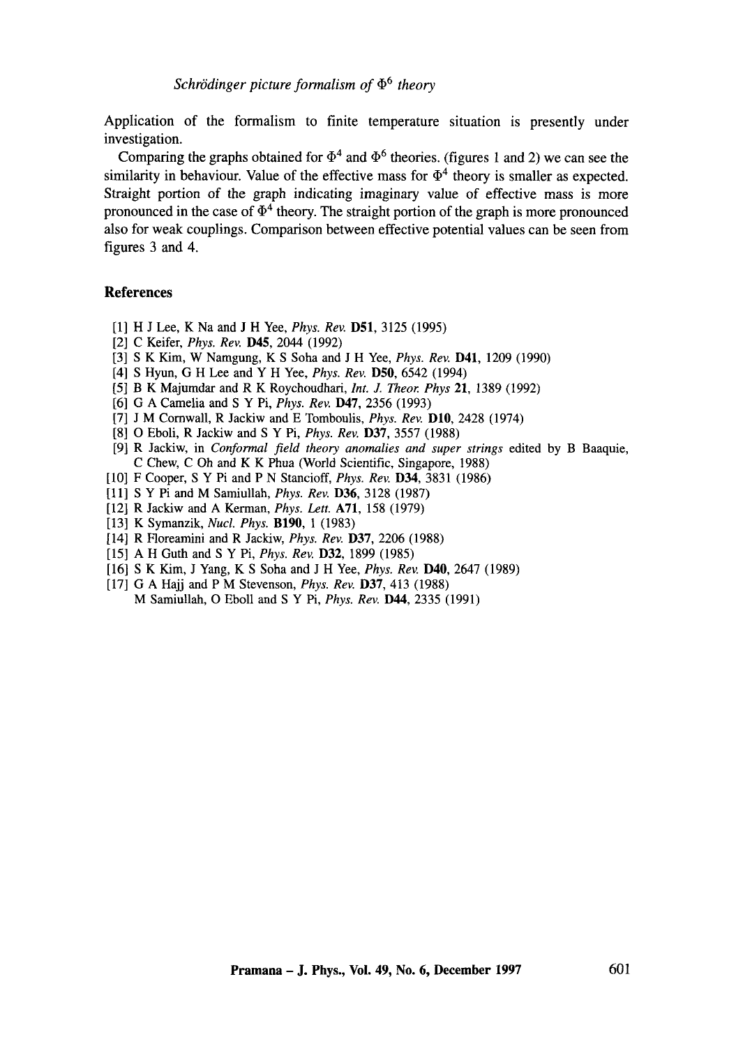Application of the formalism to finite temperature situation is presently under investigation.

Comparing the graphs obtained for $\Phi^4$ and $\Phi^6$ theories. (figures 1 and 2) we can see the similarity in behaviour. Value of the effective mass for $\Phi^4$ theory is smaller as expected. Straight portion of the graph indicating imaginary value of effective mass is more pronounced in the case of $\Phi^4$ theory. The straight portion of the graph is more pronounced also for weak couplings. Comparison between effective potential values can be seen from figures 3 and 4.

## References

[1] H J Lee, K Na and J H Yee, *Phys. Rev.* **D51**, 3125 (1995)
[2] C Keifer, *Phys. Rev.* **D45**, 2044 (1992)
[3] S K Kim, W Namgung, K S Soha and J H Yee, *Phys. Rev.* **D41**, 1209 (1990)
[4] S Hyun, G H Lee and Y H Yee, *Phys. Rev.* **D50**, 6542 (1994)
[5] B K Majumdar and R K Roychoudhari, *Int. J. Theor. Phys* **21**, 1389 (1992)
[6] G A Camelia and S Y Pi, *Phys. Rev.* **D47**, 2356 (1993)
[7] J M Cornwall, R Jackiw and E Tomboulis, *Phys. Rev.* **D10**, 2428 (1974)
[8] O Eboli, R Jackiw and S Y Pi, *Phys. Rev.* **D37**, 3557 (1988)
[9] R Jackiw, in *Conformal field theory anomalies and super strings* edited by B Baaquie, C Chew, C Oh and K K Phua (World Scientific, Singapore, 1988)
[10] F Cooper, S Y Pi and P N Stancioff, *Phys. Rev.* **D34**, 3831 (1986)
[11] S Y Pi and M Samiullah, *Phys. Rev.* **D36**, 3128 (1987)
[12] R Jackiw and A Kerman, *Phys. Lett.* **A71**, 158 (1979)
[13] K Symanzik, *Nucl. Phys.* **B190**, 1 (1983)
[14] R Floreamini and R Jackiw, *Phys. Rev.* **D37**, 2206 (1988)
[15] A H Guth and S Y Pi, *Phys. Rev.* **D32**, 1899 (1985)
[16] S K Kim, J Yang, K S Soha and J H Yee, *Phys. Rev.* **D40**, 2647 (1989)
[17] G A Hajj and P M Stevenson, *Phys. Rev.* **D37**, 413 (1988)
M Samiullah, O Eboll and S Y Pi, *Phys. Rev.* **D44**, 2335 (1991)